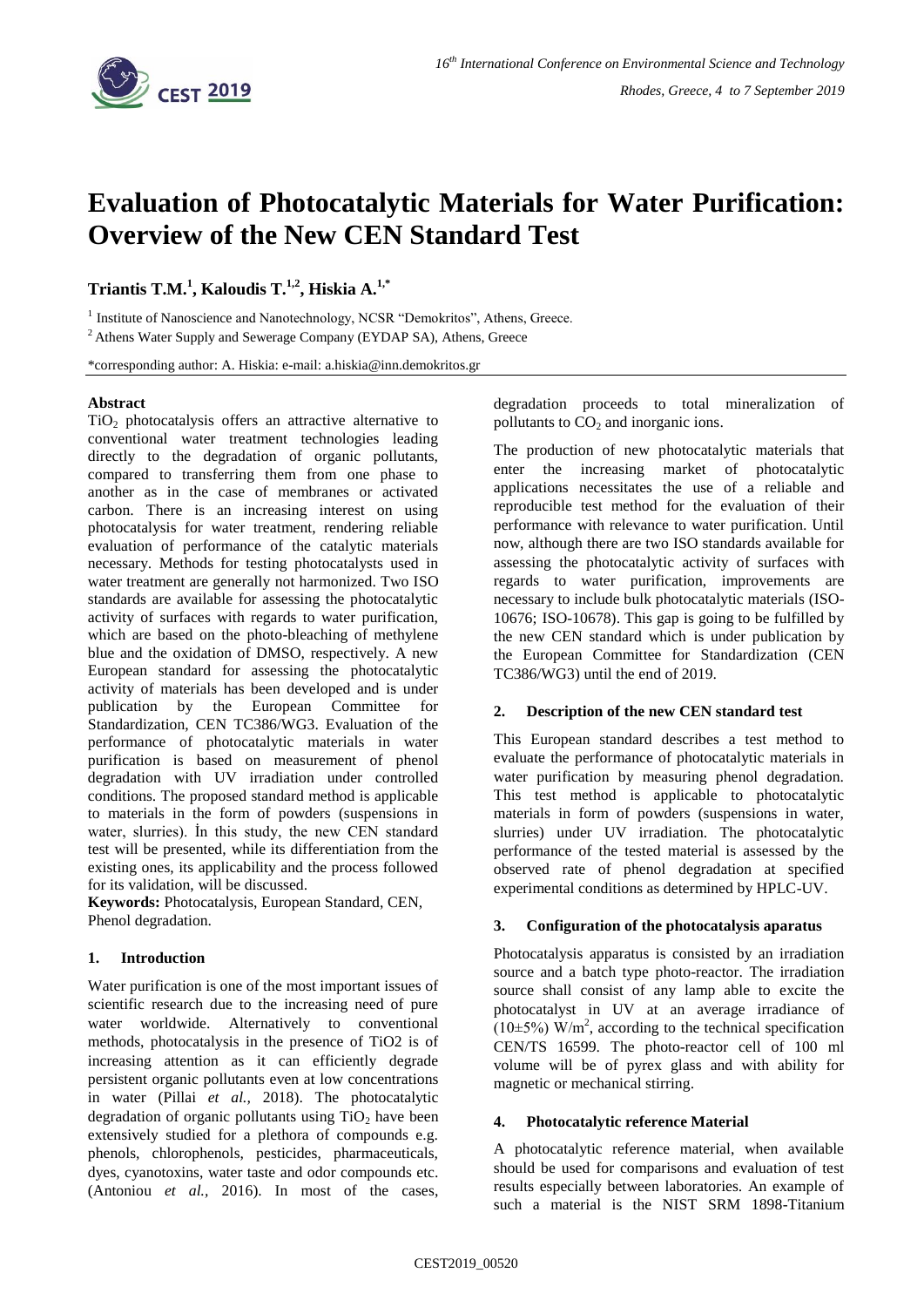# Evaluation of Photocatalytic Materials for Water Purification: Overview of the New CEN Standard Test

**Triantis T.M.[1], Kaloudis T.[1,2], Hiskia A.[1,*]**

[1] Institute of Nanoscience and Nanotechnology, NCSR "Demokritos", Athens, Greece.

[2] Athens Water Supply and Sewerage Company (EYDAP SA), Athens, Greece

*corresponding author: A. Hiskia: e-mail: a.hiskia@inn.demokritos.gr

### Abstract

$TiO_2$ photocatalysis offers an attractive alternative to conventional water treatment technologies leading directly to the degradation of organic pollutants, compared to transferring them from one phase to another as in the case of membranes or activated carbon. There is an increasing interest on using photocatalysis for water treatment, rendering reliable evaluation of performance of the catalytic materials necessary. Methods for testing photocatalysts used in water treatment are generally not harmonized. Two ISO standards are available for assessing the photocatalytic activity of surfaces with regards to water purification, which are based on the photo-bleaching of methylene blue and the oxidation of DMSO, respectively. A new European standard for assessing the photocatalytic activity of materials has been developed and is under publication by the European Committee for Standardization, CEN TC386/WG3. Evaluation of the performance of photocatalytic materials in water purification is based on measurement of phenol degradation with UV irradiation under controlled conditions. The proposed standard method is applicable to materials in the form of powders (suspensions in water, slurries). İn this study, the new CEN standard test will be presented, while its differentiation from the existing ones, its applicability and the process followed for its validation, will be discussed.

**Keywords:** Photocatalysis, European Standard, CEN, Phenol degradation.

## 1. Introduction

Water purification is one of the most important issues of scientific research due to the increasing need of pure water worldwide. Alternatively to conventional methods, photocatalysis in the presence of TiO2 is of increasing attention as it can efficiently degrade persistent organic pollutants even at low concentrations in water (Pillai *et al.,* 2018). The photocatalytic degradation of organic pollutants using $TiO_2$ have been extensively studied for a plethora of compounds e.g. phenols, chlorophenols, pesticides, pharmaceuticals, dyes, cyanotoxins, water taste and odor compounds etc. (Antoniou *et al.,* 2016). In most of the cases, degradation proceeds to total mineralization of pollutants to $CO_2$ and inorganic ions.

The production of new photocatalytic materials that enter the increasing market of photocatalytic applications necessitates the use of a reliable and reproducible test method for the evaluation of their performance with relevance to water purification. Until now, although there are two ISO standards available for assessing the photocatalytic activity of surfaces with regards to water purification, improvements are necessary to include bulk photocatalytic materials (ISO-10676; ISO-10678). This gap is going to be fulfilled by the new CEN standard which is under publication by the European Committee for Standardization (CEN TC386/WG3) until the end of 2019.

## 2. Description of the new CEN standard test

This European standard describes a test method to evaluate the performance of photocatalytic materials in water purification by measuring phenol degradation. This test method is applicable to photocatalytic materials in form of powders (suspensions in water, slurries) under UV irradiation. The photocatalytic performance of the tested material is assessed by the observed rate of phenol degradation at specified experimental conditions as determined by HPLC-UV.

## 3. Configuration of the photocatalysis aparatus

Photocatalysis apparatus is consisted by an irradiation source and a batch type photo-reactor. The irradiation source shall consist of any lamp able to excite the photocatalyst in UV at an average irradiance of $(10\pm5\%)$ $W/m^2$, according to the technical specification CEN/TS 16599. The photo-reactor cell of 100 ml volume will be of pyrex glass and with ability for magnetic or mechanical stirring.

## 4. Photocatalytic reference Material

A photocatalytic reference material, when available should be used for comparisons and evaluation of test results especially between laboratories. An example of such a material is the NIST SRM 1898-Titanium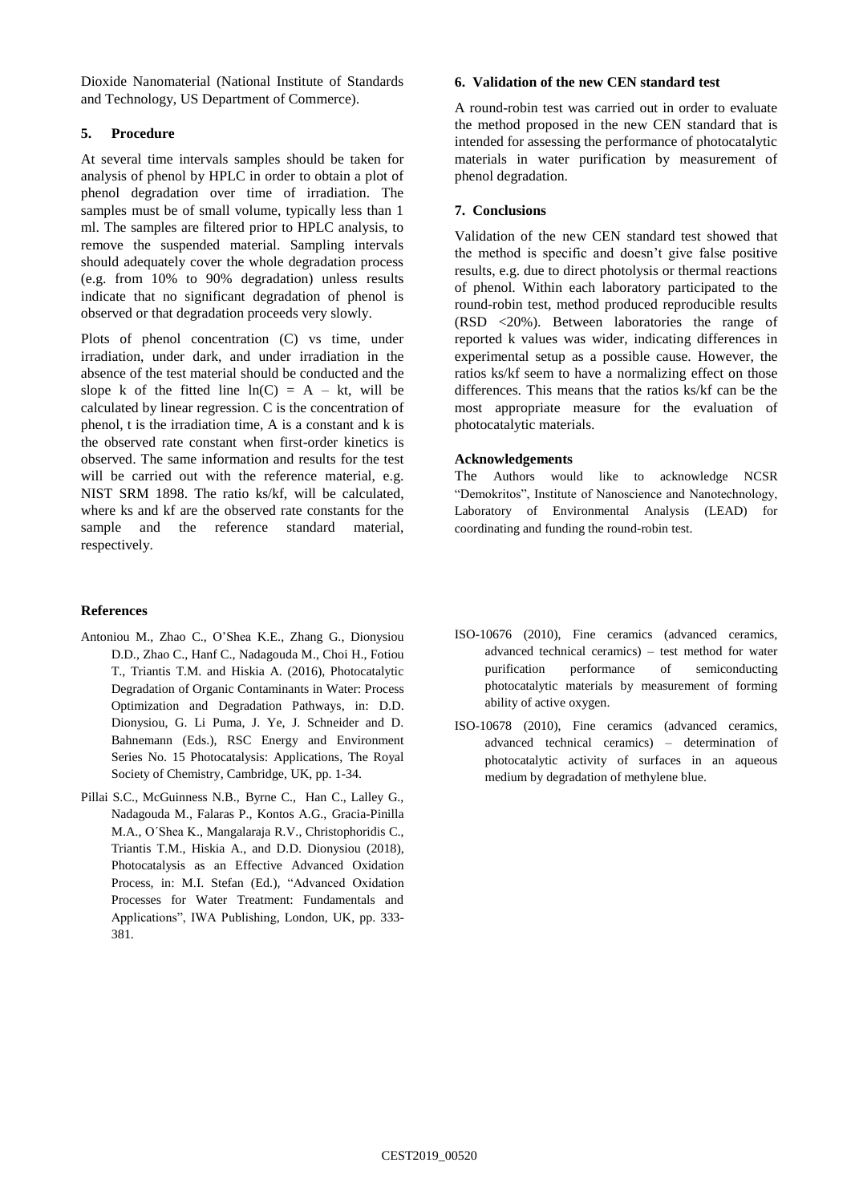Dioxide Nanomaterial (National Institute of Standards and Technology, US Department of Commerce).

## 5. Procedure

At several time intervals samples should be taken for analysis of phenol by HPLC in order to obtain a plot of phenol degradation over time of irradiation. The samples must be of small volume, typically less than 1 ml. The samples are filtered prior to HPLC analysis, to remove the suspended material. Sampling intervals should adequately cover the whole degradation process (e.g. from 10% to 90% degradation) unless results indicate that no significant degradation of phenol is observed or that degradation proceeds very slowly.

Plots of phenol concentration (C) vs time, under irradiation, under dark, and under irradiation in the absence of the test material should be conducted and the slope k of the fitted line $\ln(C) = A - kt$, will be calculated by linear regression. C is the concentration of phenol, t is the irradiation time, A is a constant and k is the observed rate constant when first-order kinetics is observed. The same information and results for the test will be carried out with the reference material, e.g. NIST SRM 1898. The ratio ks/kf, will be calculated, where ks and kf are the observed rate constants for the sample and the reference standard material, respectively.

## 6. Validation of the new CEN standard test

A round-robin test was carried out in order to evaluate the method proposed in the new CEN standard that is intended for assessing the performance of photocatalytic materials in water purification by measurement of phenol degradation.

## 7. Conclusions

Validation of the new CEN standard test showed that the method is specific and doesn't give false positive results, e.g. due to direct photolysis or thermal reactions of phenol. Within each laboratory participated to the round-robin test, method produced reproducible results (RSD <20%). Between laboratories the range of reported k values was wider, indicating differences in experimental setup as a possible cause. However, the ratios ks/kf seem to have a normalizing effect on those differences. This means that the ratios ks/kf can be the most appropriate measure for the evaluation of photocatalytic materials.

### Acknowledgements

The Authors would like to acknowledge NCSR "Demokritos", Institute of Nanoscience and Nanotechnology, Laboratory of Environmental Analysis (LEAD) for coordinating and funding the round-robin test.

## References

Antoniou M., Zhao C., O'Shea K.E., Zhang G., Dionysiou D.D., Zhao C., Hanf C., Nadagouda M., Choi H., Fotiou T., Triantis T.M. and Hiskia A. (2016), Photocatalytic Degradation of Organic Contaminants in Water: Process Optimization and Degradation Pathways, in: D.D. Dionysiou, G. Li Puma, J. Ye, J. Schneider and D. Bahnemann (Eds.), RSC Energy and Environment Series No. 15 Photocatalysis: Applications, The Royal Society of Chemistry, Cambridge, UK, pp. 1-34.

Pillai S.C., McGuinness N.B., Byrne C., Han C., Lalley G., Nadagouda M., Falaras P., Kontos A.G., Gracia-Pinilla M.A., O´Shea K., Mangalaraja R.V., Christophoridis C., Triantis T.M., Hiskia A., and D.D. Dionysiou (2018), Photocatalysis as an Effective Advanced Oxidation Process, in: M.I. Stefan (Ed.), "Advanced Oxidation Processes for Water Treatment: Fundamentals and Applications", IWA Publishing, London, UK, pp. 333-381.

ISO-10676 (2010), Fine ceramics (advanced ceramics, advanced technical ceramics) – test method for water purification performance of semiconducting photocatalytic materials by measurement of forming ability of active oxygen.

ISO-10678 (2010), Fine ceramics (advanced ceramics, advanced technical ceramics) – determination of photocatalytic activity of surfaces in an aqueous medium by degradation of methylene blue.